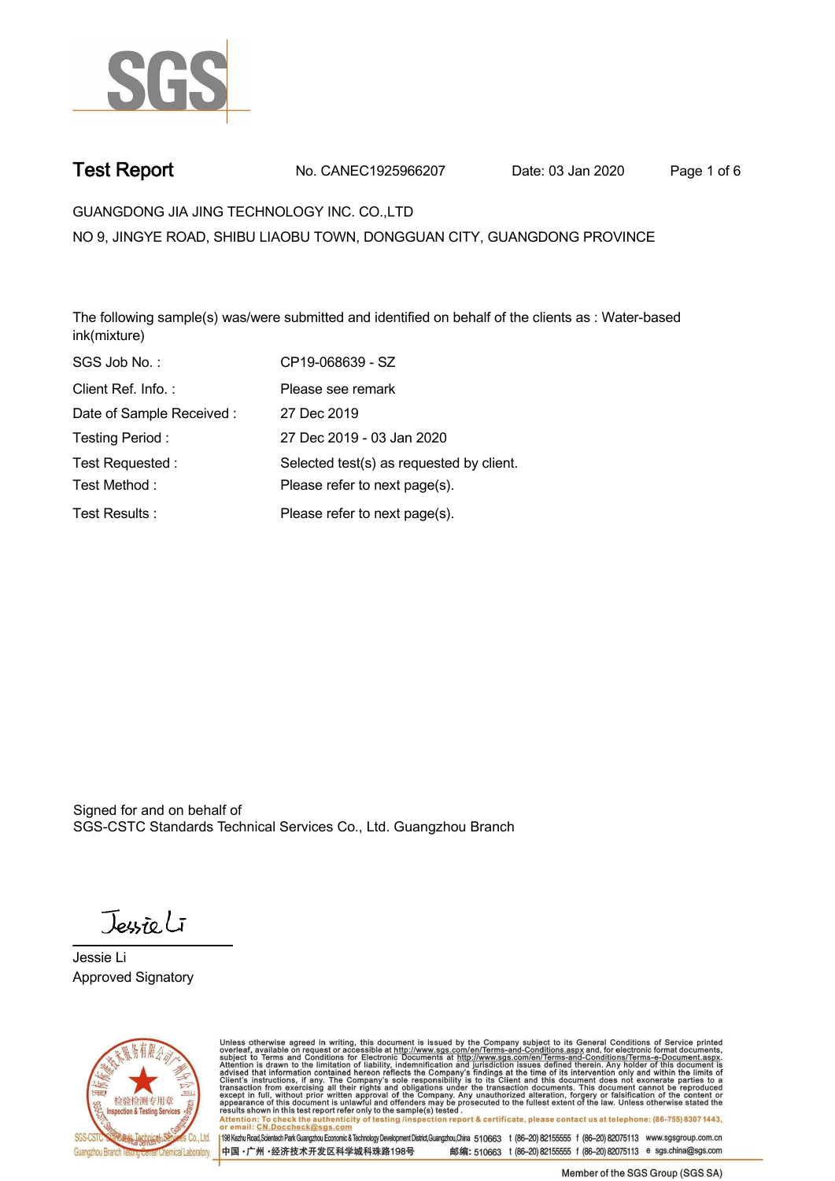# Test Report

No. CANEC1925966207 Date: 03 Jan 2020

GUANGDONG JIA JING TECHNOLOGY INC. CO.,LTD

NO 9, JINGYE ROAD, SHIBU LIAOBU TOWN, DONGGUAN CITY, GUANGDONG PROVINCE

The following sample(s) was/were submitted and identified on behalf of the clients as : Water-based ink(mixture)

| | |
|---|---|
| SGS Job No. : | CP19-068639 - SZ |
| Client Ref. Info. : | Please see remark |
| Date of Sample Received : | 27 Dec 2019 |
| Testing Period : | 27 Dec 2019 - 03 Jan 2020 |
| Test Requested : | Selected test(s) as requested by client. |
| Test Method : | Please refer to next page(s). |
| Test Results : | Please refer to next page(s). |

Signed for and on behalf of
SGS-CSTC Standards Technical Services Co., Ltd. Guangzhou Branch

Jessie Li
Approved Signatory

Unless otherwise agreed in writing, this document is issued by the Company subject to its General Conditions of Service printed overleaf, available on request or accessible at http://www.sgs.com/en/Terms-and-Conditions.aspx and, for electronic format documents, subject to Terms and Conditions for Electronic Documents at http://www.sgs.com/en/Terms-and-Conditions/Terms-e-Document.aspx. Attention is drawn to the limitation of liability, indemnification and jurisdiction issues defined therein. Any holder of this document is advised that information contained hereon reflects the Company's findings at the time of its intervention only and within the limits of Client's instructions, if any. The Company's sole responsibility is to its Client and this document does not exonerate parties to a transaction from exercising all their rights and obligations under the transaction documents. This document cannot be reproduced except in full, without prior written approval of the Company. Any unauthorized alteration, forgery or falsification of the content or appearance of this document is unlawful and offenders may be prosecuted to the fullest extent of the law. Unless otherwise stated the results shown in this test report refer only to the sample(s) tested.

Attention: To check the authenticity of testing /inspection report & certificate, please contact us at telephone: (86-755) 8307 1443, or email: CN.Doccheck@sgs.com

SGS-CSTC Standards Technical Services Co., Ltd. Guangzhou Branch Testing Center Chemical Laboratory | 198 Kezhu Road,Scientech Park Guangzhou Economic & Technology Development District,Guangzhou,China 510663 t (86-20) 82155555 f (86-20) 82075113 www.sgsgroup.com.cn

中国 ·广州 ·经济技术开发区科学城科珠路198号 邮编: 510663 t (86-20) 82155555 f (86-20) 82075113 e sgs.china@sgs.com

Member of the SGS Group (SGS SA)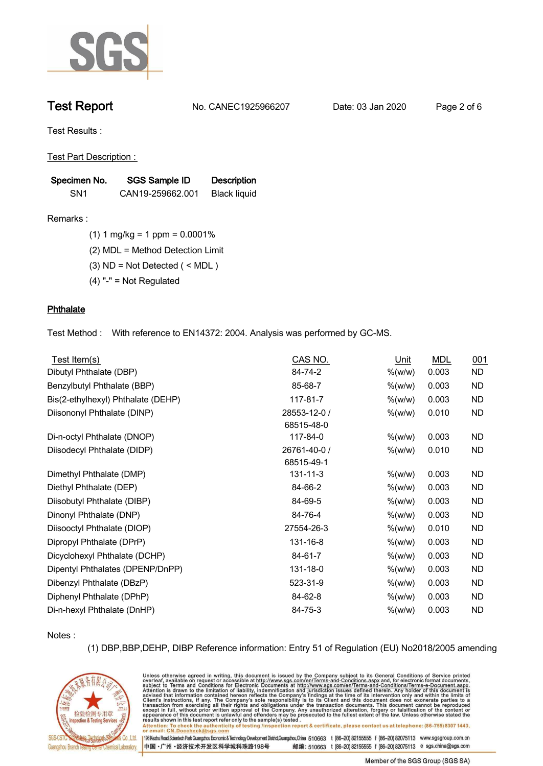# Test Report

No. CANEC1925966207 Date: 03 Jan 2020

Test Results :

Test Part Description :

| Specimen No. | SGS Sample ID | Description |
|---|---|---|
| SN1 | CAN19-259662.001 | Black liquid |

Remarks :

(1) 1 mg/kg = 1 ppm = 0.0001%

(2) MDL = Method Detection Limit

(3) ND = Not Detected ( < MDL )

(4) "-" = Not Regulated

## Phthalate

Test Method : With reference to EN14372: 2004. Analysis was performed by GC-MS.

| Test Item(s) | CAS NO. | Unit | MDL | 001 |
|---|---|---|---|---|
| Dibutyl Phthalate (DBP) | 84-74-2 | %(w/w) | 0.003 | ND |
| Benzylbutyl Phthalate (BBP) | 85-68-7 | %(w/w) | 0.003 | ND |
| Bis(2-ethylhexyl) Phthalate (DEHP) | 117-81-7 | %(w/w) | 0.003 | ND |
| Diisononyl Phthalate (DINP) | 28553-12-0 / 68515-48-0 | %(w/w) | 0.010 | ND |
| Di-n-octyl Phthalate (DNOP) | 117-84-0 | %(w/w) | 0.003 | ND |
| Diisodecyl Phthalate (DIDP) | 26761-40-0 / 68515-49-1 | %(w/w) | 0.010 | ND |
| Dimethyl Phthalate (DMP) | 131-11-3 | %(w/w) | 0.003 | ND |
| Diethyl Phthalate (DEP) | 84-66-2 | %(w/w) | 0.003 | ND |
| Diisobutyl Phthalate (DIBP) | 84-69-5 | %(w/w) | 0.003 | ND |
| Dinonyl Phthalate (DNP) | 84-76-4 | %(w/w) | 0.003 | ND |
| Diisooctyl Phthalate (DIOP) | 27554-26-3 | %(w/w) | 0.010 | ND |
| Dipropyl Phthalate (DPrP) | 131-16-8 | %(w/w) | 0.003 | ND |
| Dicyclohexyl Phthalate (DCHP) | 84-61-7 | %(w/w) | 0.003 | ND |
| Dipentyl Phthalates (DPENP/DnPP) | 131-18-0 | %(w/w) | 0.003 | ND |
| Dibenzyl Phthalate (DBzP) | 523-31-9 | %(w/w) | 0.003 | ND |
| Diphenyl Phthalate (DPhP) | 84-62-8 | %(w/w) | 0.003 | ND |
| Di-n-hexyl Phthalate (DnHP) | 84-75-3 | %(w/w) | 0.003 | ND |

Notes :

(1) DBP,BBP,DEHP, DIBP Reference information: Entry 51 of Regulation (EU) No2018/2005 amending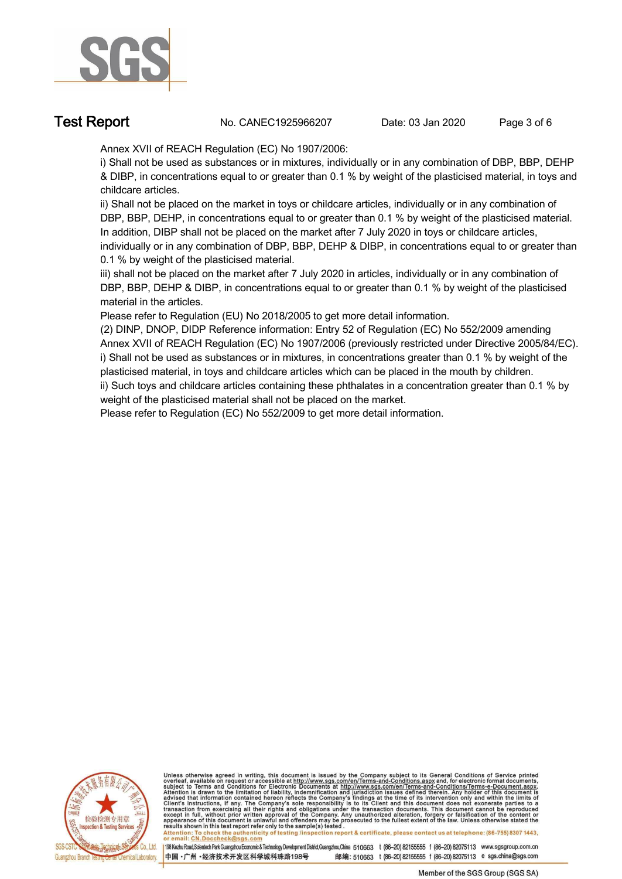Annex XVII of REACH Regulation (EC) No 1907/2006:

i) Shall not be used as substances or in mixtures, individually or in any combination of DBP, BBP, DEHP & DIBP, in concentrations equal to or greater than 0.1 % by weight of the plasticised material, in toys and childcare articles.

ii) Shall not be placed on the market in toys or childcare articles, individually or in any combination of DBP, BBP, DEHP, in concentrations equal to or greater than 0.1 % by weight of the plasticised material. In addition, DIBP shall not be placed on the market after 7 July 2020 in toys or childcare articles, individually or in any combination of DBP, BBP, DEHP & DIBP, in concentrations equal to or greater than 0.1 % by weight of the plasticised material.

iii) shall not be placed on the market after 7 July 2020 in articles, individually or in any combination of DBP, BBP, DEHP & DIBP, in concentrations equal to or greater than 0.1 % by weight of the plasticised material in the articles.

Please refer to Regulation (EU) No 2018/2005 to get more detail information.

(2) DINP, DNOP, DIDP Reference information: Entry 52 of Regulation (EC) No 552/2009 amending Annex XVII of REACH Regulation (EC) No 1907/2006 (previously restricted under Directive 2005/84/EC).

i) Shall not be used as substances or in mixtures, in concentrations greater than 0.1 % by weight of the plasticised material, in toys and childcare articles which can be placed in the mouth by children.

ii) Such toys and childcare articles containing these phthalates in a concentration greater than 0.1 % by weight of the plasticised material shall not be placed on the market.

Please refer to Regulation (EC) No 552/2009 to get more detail information.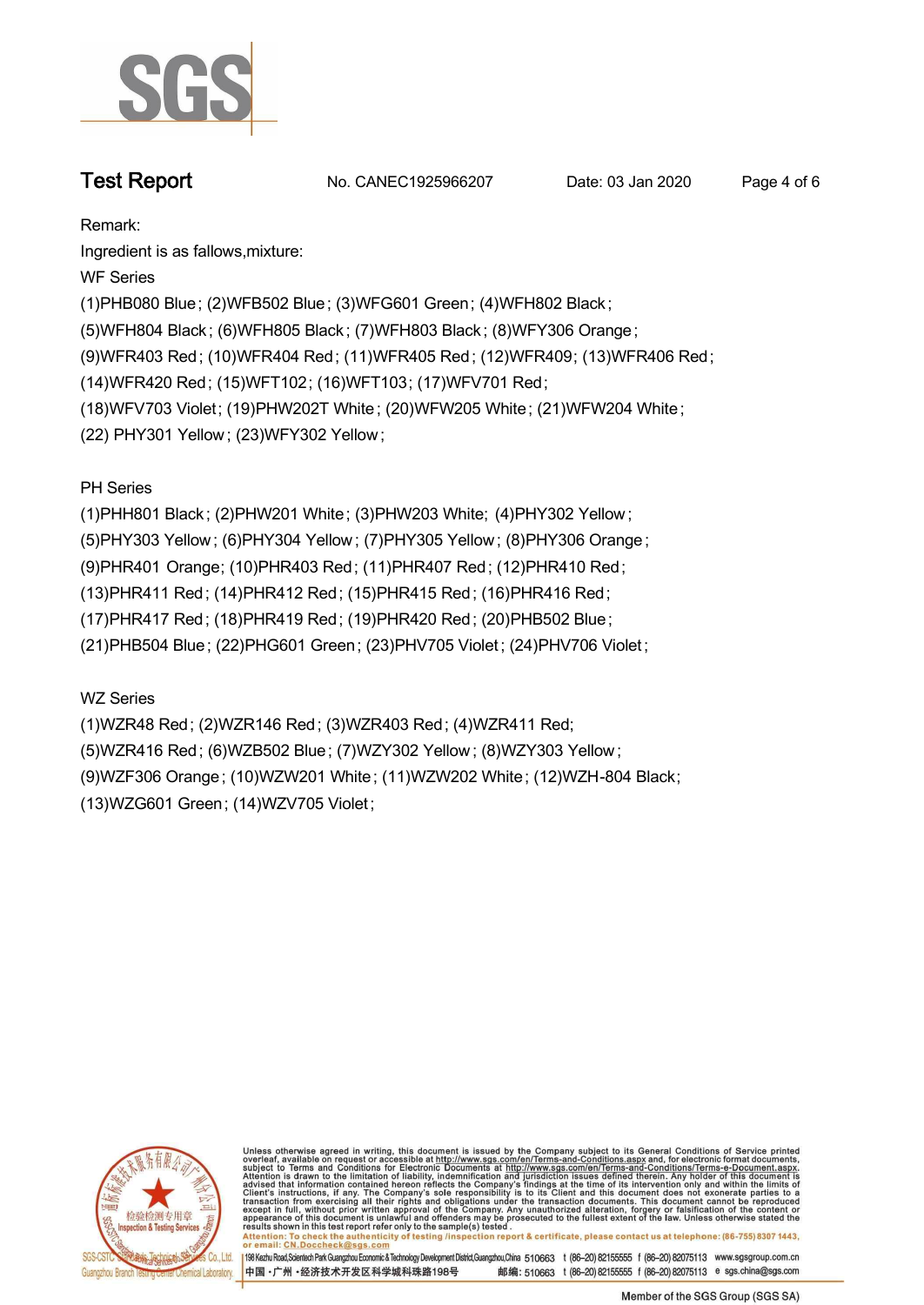Remark:

Ingredient is as fallows,mixture:

WF Series

(1)PHB080 Blue; (2)WFB502 Blue; (3)WFG601 Green; (4)WFH802 Black;
(5)WFH804 Black; (6)WFH805 Black; (7)WFH803 Black; (8)WFY306 Orange;
(9)WFR403 Red; (10)WFR404 Red; (11)WFR405 Red; (12)WFR409; (13)WFR406 Red;
(14)WFR420 Red; (15)WFT102; (16)WFT103; (17)WFV701 Red;
(18)WFV703 Violet; (19)PHW202T White; (20)WFW205 White; (21)WFW204 White;
(22) PHY301 Yellow; (23)WFY302 Yellow;

PH Series

(1)PHH801 Black; (2)PHW201 White; (3)PHW203 White; (4)PHY302 Yellow;
(5)PHY303 Yellow; (6)PHY304 Yellow; (7)PHY305 Yellow; (8)PHY306 Orange;
(9)PHR401 Orange; (10)PHR403 Red; (11)PHR407 Red; (12)PHR410 Red;
(13)PHR411 Red; (14)PHR412 Red; (15)PHR415 Red; (16)PHR416 Red;
(17)PHR417 Red; (18)PHR419 Red; (19)PHR420 Red; (20)PHB502 Blue;
(21)PHB504 Blue; (22)PHG601 Green; (23)PHV705 Violet; (24)PHV706 Violet;

WZ Series

(1)WZR48 Red; (2)WZR146 Red; (3)WZR403 Red; (4)WZR411 Red;
(5)WZR416 Red; (6)WZB502 Blue; (7)WZY302 Yellow; (8)WZY303 Yellow;
(9)WZF306 Orange; (10)WZW201 White; (11)WZW202 White; (12)WZH-804 Black;
(13)WZG601 Green; (14)WZV705 Violet;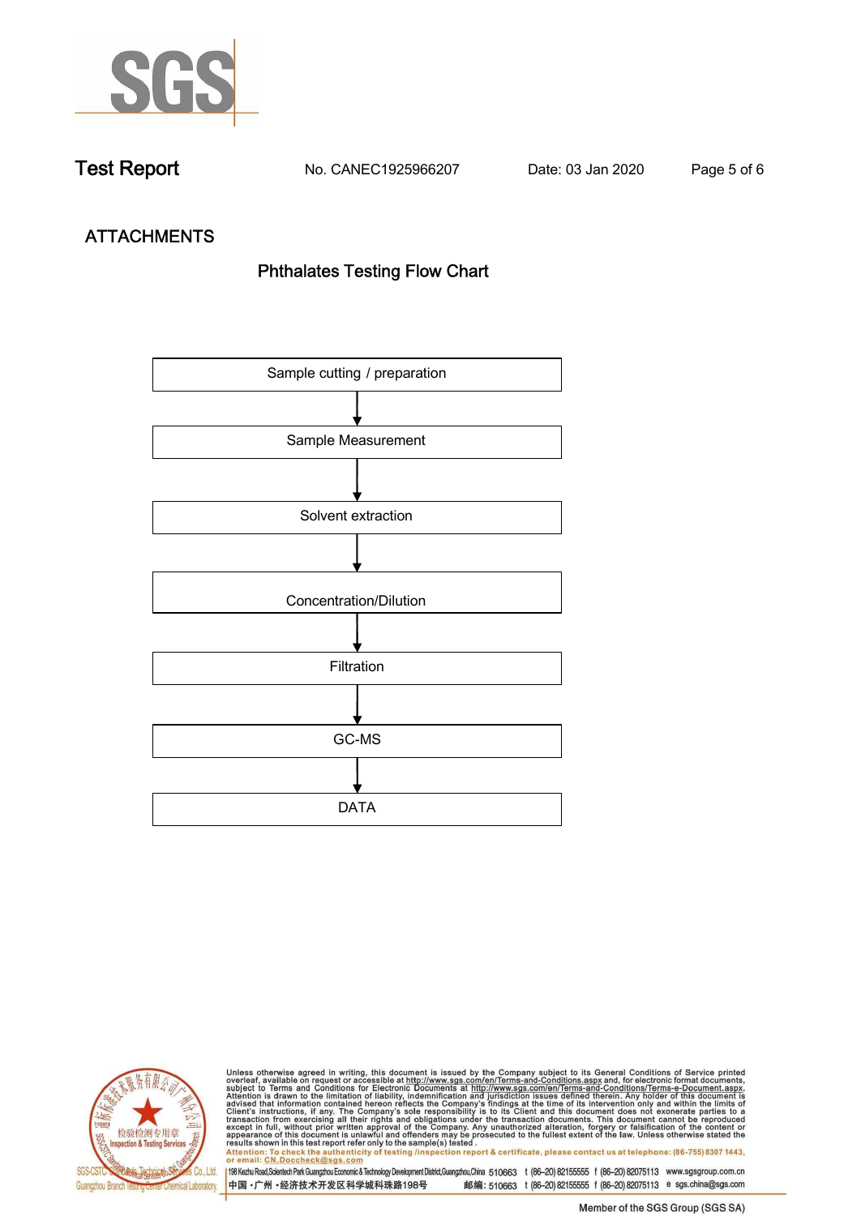## ATTACHMENTS

### Phthalates Testing Flow Chart

Sample cutting / preparation

↓

Sample Measurement

↓

Solvent extraction

↓

Concentration/Dilution

↓

Filtration

↓

GC-MS

↓

DATA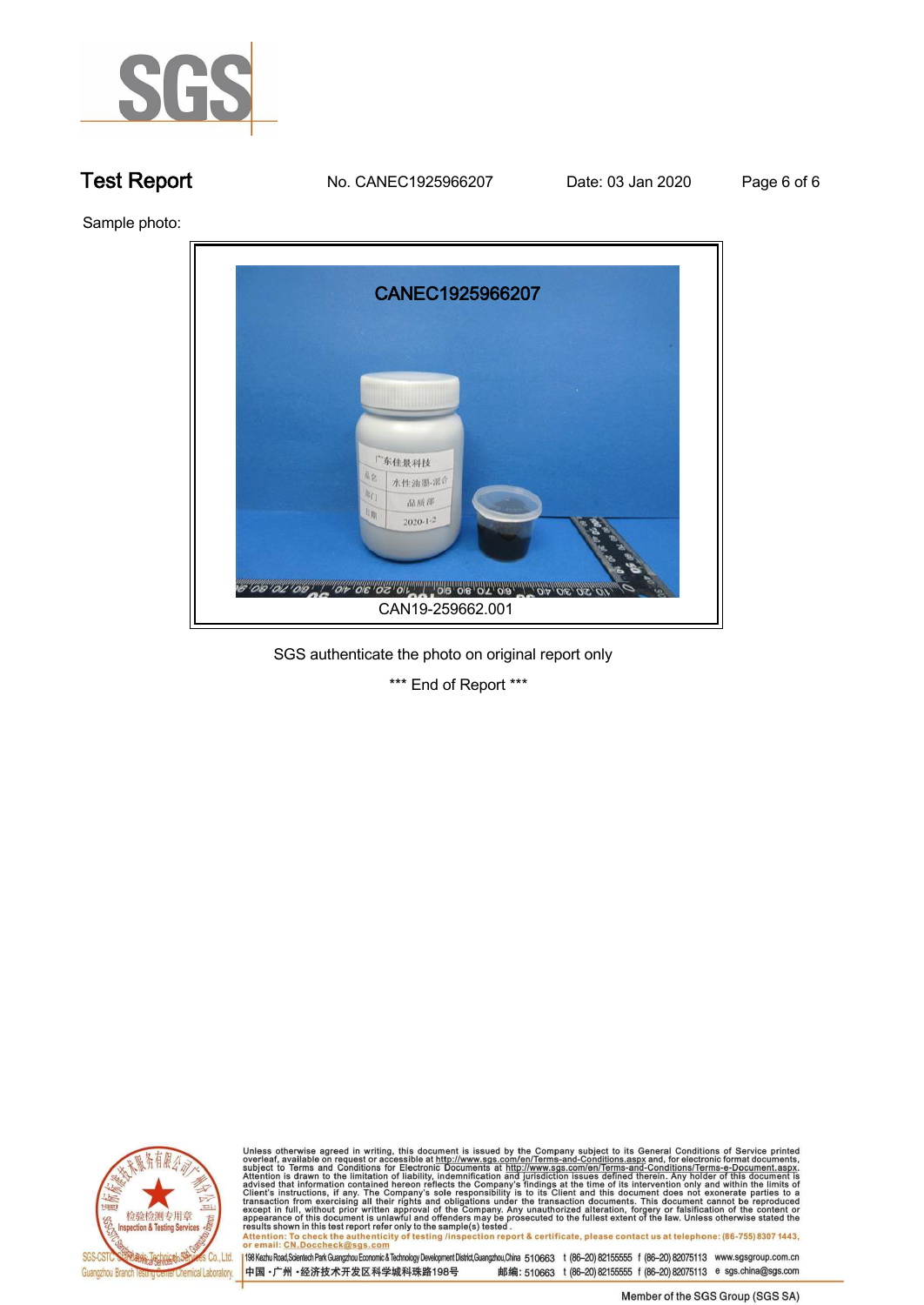Sample photo:

CANEC1925966207

CAN19-259662.001

SGS authenticate the photo on original report only

\*\*\* End of Report \*\*\*

Unless otherwise agreed in writing, this document is issued by the Company subject to its General Conditions of Service printed overleaf, available on request or accessible at http://www.sgs.com/en/Terms-and-Conditions.aspx and, for electronic format documents, subject to Terms and Conditions for Electronic Documents at http://www.sgs.com/en/Terms-and-Conditions/Terms-e-Document.aspx. Attention is drawn to the limitation of liability, indemnification and jurisdiction issues defined therein. Any holder of this document is advised that information contained hereon reflects the Company's findings at the time of its intervention only and within the limits of Client's instructions, if any. The Company's sole responsibility is to its Client and this document does not exonerate parties to a transaction from exercising all their rights and obligations under the transaction documents. This document cannot be reproduced except in full, without prior written approval of the Company. Any unauthorized alteration, forgery or falsification of the content or appearance of this document is unlawful and offenders may be prosecuted to the fullest extent of the law. Unless otherwise stated the results shown in this test report refer only to the sample(s) tested.

Attention: To check the authenticity of testing /inspection report & certificate, please contact us at telephone: (86-755) 8307 1443, or email: CN.Doccheck@sgs.com

SGS-CSTC Standards Technical Services Co., Ltd. Guangzhou Branch Testing Center Chemical Laboratory.

198 Kezhu Road,Scientech Park Guangzhou Economic & Technology Development District,Guangzhou,China 510663 t (86–20) 82155555 f (86–20) 82075113 www.sgsgroup.com.cn

中国·广州·经济技术开发区科学城科珠路198号 邮编: 510663 t (86–20) 82155555 f (86–20) 82075113 e sgs.china@sgs.com